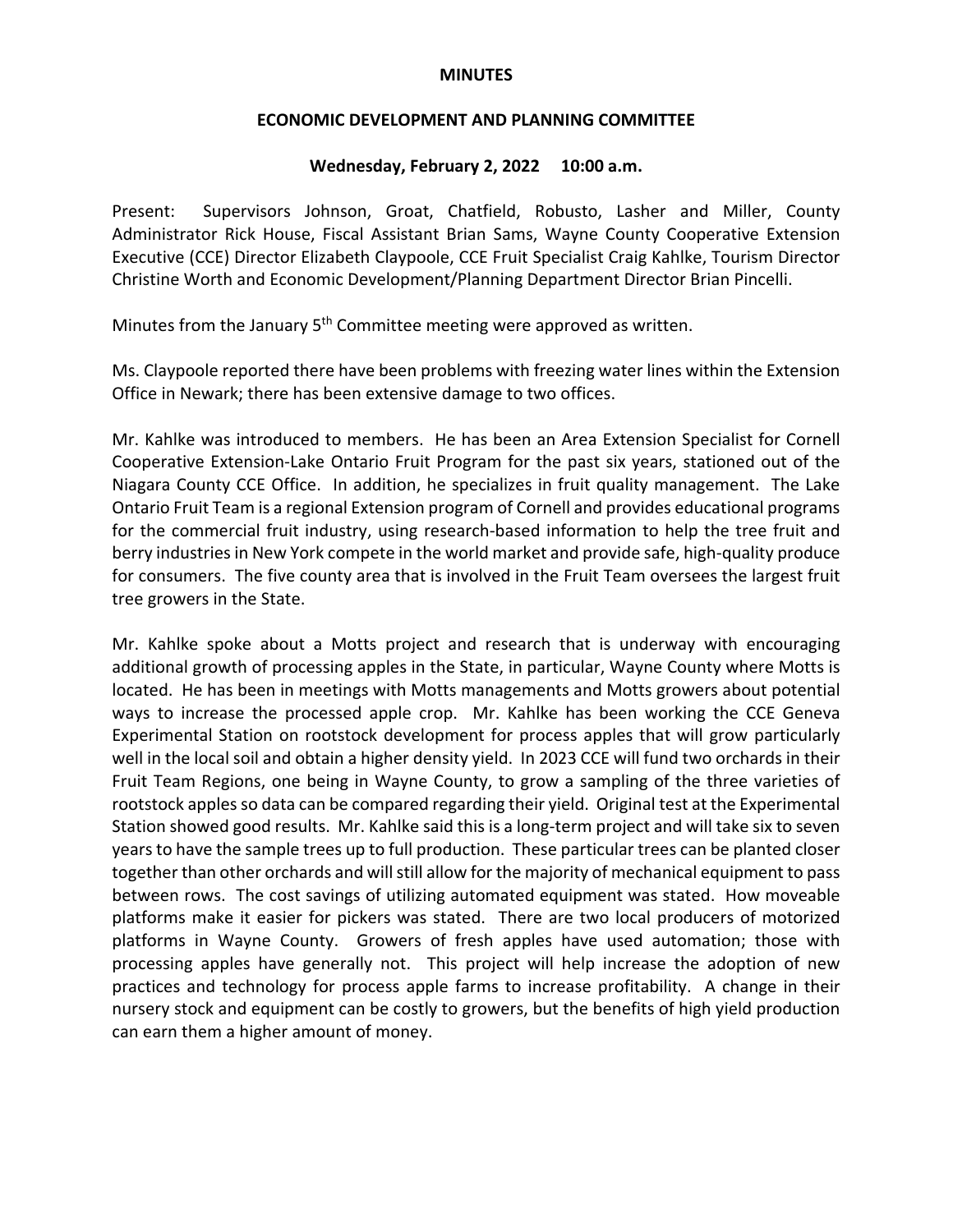# MINUTES

## ECONOMIC DEVELOPMENT AND PLANNING COMMITTEE

### Wednesday, February 2, 2022 10:00 a.m.

Present: Supervisors Johnson, Groat, Chatfield, Robusto, Lasher and Miller, County Administrator Rick House, Fiscal Assistant Brian Sams, Wayne County Cooperative Extension Executive (CCE) Director Elizabeth Claypoole, CCE Fruit Specialist Craig Kahlke, Tourism Director Christine Worth and Economic Development/Planning Department Director Brian Pincelli.

Minutes from the January 5th Committee meeting were approved as written.

Ms. Claypoole reported there have been problems with freezing water lines within the Extension Office in Newark; there has been extensive damage to two offices.

Mr. Kahlke was introduced to members. He has been an Area Extension Specialist for Cornell Cooperative Extension-Lake Ontario Fruit Program for the past six years, stationed out of the Niagara County CCE Office. In addition, he specializes in fruit quality management. The Lake Ontario Fruit Team is a regional Extension program of Cornell and provides educational programs for the commercial fruit industry, using research-based information to help the tree fruit and berry industries in New York compete in the world market and provide safe, high-quality produce for consumers. The five county area that is involved in the Fruit Team oversees the largest fruit tree growers in the State.

Mr. Kahlke spoke about a Motts project and research that is underway with encouraging additional growth of processing apples in the State, in particular, Wayne County where Motts is located. He has been in meetings with Motts managements and Motts growers about potential ways to increase the processed apple crop. Mr. Kahlke has been working the CCE Geneva Experimental Station on rootstock development for process apples that will grow particularly well in the local soil and obtain a higher density yield. In 2023 CCE will fund two orchards in their Fruit Team Regions, one being in Wayne County, to grow a sampling of the three varieties of rootstock apples so data can be compared regarding their yield. Original test at the Experimental Station showed good results. Mr. Kahlke said this is a long-term project and will take six to seven years to have the sample trees up to full production. These particular trees can be planted closer together than other orchards and will still allow for the majority of mechanical equipment to pass between rows. The cost savings of utilizing automated equipment was stated. How moveable platforms make it easier for pickers was stated. There are two local producers of motorized platforms in Wayne County. Growers of fresh apples have used automation; those with processing apples have generally not. This project will help increase the adoption of new practices and technology for process apple farms to increase profitability. A change in their nursery stock and equipment can be costly to growers, but the benefits of high yield production can earn them a higher amount of money.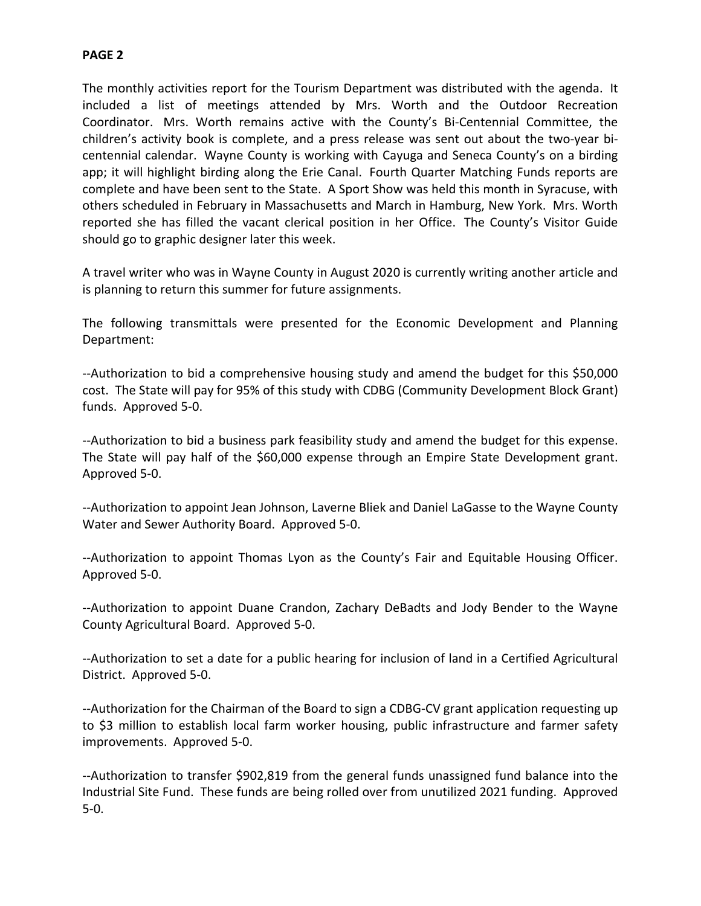The monthly activities report for the Tourism Department was distributed with the agenda. It included a list of meetings attended by Mrs. Worth and the Outdoor Recreation Coordinator. Mrs. Worth remains active with the County's Bi-Centennial Committee, the children's activity book is complete, and a press release was sent out about the two-year bi-centennial calendar. Wayne County is working with Cayuga and Seneca County's on a birding app; it will highlight birding along the Erie Canal. Fourth Quarter Matching Funds reports are complete and have been sent to the State. A Sport Show was held this month in Syracuse, with others scheduled in February in Massachusetts and March in Hamburg, New York. Mrs. Worth reported she has filled the vacant clerical position in her Office. The County's Visitor Guide should go to graphic designer later this week.

A travel writer who was in Wayne County in August 2020 is currently writing another article and is planning to return this summer for future assignments.

The following transmittals were presented for the Economic Development and Planning Department:

--Authorization to bid a comprehensive housing study and amend the budget for this $50,000 cost. The State will pay for 95% of this study with CDBG (Community Development Block Grant) funds. Approved 5-0.

--Authorization to bid a business park feasibility study and amend the budget for this expense. The State will pay half of the $60,000 expense through an Empire State Development grant. Approved 5-0.

--Authorization to appoint Jean Johnson, Laverne Bliek and Daniel LaGasse to the Wayne County Water and Sewer Authority Board. Approved 5-0.

--Authorization to appoint Thomas Lyon as the County's Fair and Equitable Housing Officer. Approved 5-0.

--Authorization to appoint Duane Crandon, Zachary DeBadts and Jody Bender to the Wayne County Agricultural Board. Approved 5-0.

--Authorization to set a date for a public hearing for inclusion of land in a Certified Agricultural District. Approved 5-0.

--Authorization for the Chairman of the Board to sign a CDBG-CV grant application requesting up to $3 million to establish local farm worker housing, public infrastructure and farmer safety improvements. Approved 5-0.

--Authorization to transfer $902,819 from the general funds unassigned fund balance into the Industrial Site Fund. These funds are being rolled over from unutilized 2021 funding. Approved 5-0.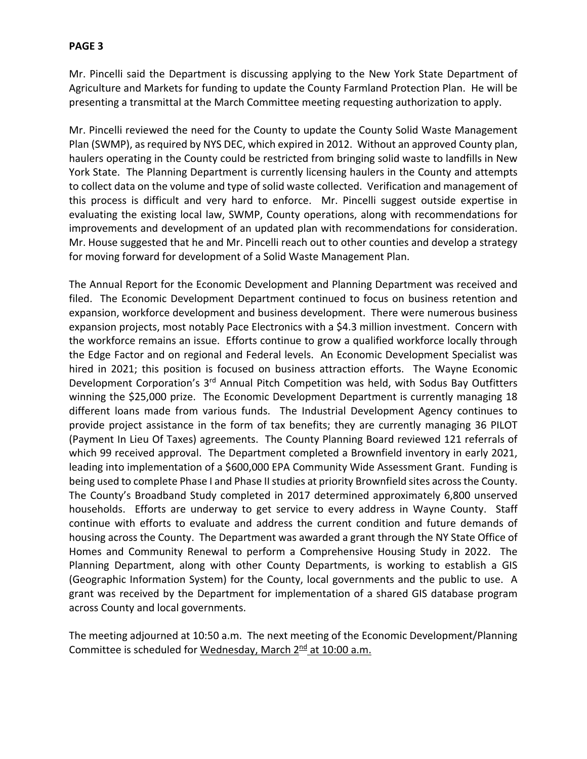**PAGE 3**

Mr. Pincelli said the Department is discussing applying to the New York State Department of Agriculture and Markets for funding to update the County Farmland Protection Plan. He will be presenting a transmittal at the March Committee meeting requesting authorization to apply.

Mr. Pincelli reviewed the need for the County to update the County Solid Waste Management Plan (SWMP), as required by NYS DEC, which expired in 2012. Without an approved County plan, haulers operating in the County could be restricted from bringing solid waste to landfills in New York State. The Planning Department is currently licensing haulers in the County and attempts to collect data on the volume and type of solid waste collected. Verification and management of this process is difficult and very hard to enforce. Mr. Pincelli suggest outside expertise in evaluating the existing local law, SWMP, County operations, along with recommendations for improvements and development of an updated plan with recommendations for consideration. Mr. House suggested that he and Mr. Pincelli reach out to other counties and develop a strategy for moving forward for development of a Solid Waste Management Plan.

The Annual Report for the Economic Development and Planning Department was received and filed. The Economic Development Department continued to focus on business retention and expansion, workforce development and business development. There were numerous business expansion projects, most notably Pace Electronics with a $4.3 million investment. Concern with the workforce remains an issue. Efforts continue to grow a qualified workforce locally through the Edge Factor and on regional and Federal levels. An Economic Development Specialist was hired in 2021; this position is focused on business attraction efforts. The Wayne Economic Development Corporation's 3rd Annual Pitch Competition was held, with Sodus Bay Outfitters winning the $25,000 prize. The Economic Development Department is currently managing 18 different loans made from various funds. The Industrial Development Agency continues to provide project assistance in the form of tax benefits; they are currently managing 36 PILOT (Payment In Lieu Of Taxes) agreements. The County Planning Board reviewed 121 referrals of which 99 received approval. The Department completed a Brownfield inventory in early 2021, leading into implementation of a $600,000 EPA Community Wide Assessment Grant. Funding is being used to complete Phase I and Phase II studies at priority Brownfield sites across the County. The County's Broadband Study completed in 2017 determined approximately 6,800 unserved households. Efforts are underway to get service to every address in Wayne County. Staff continue with efforts to evaluate and address the current condition and future demands of housing across the County. The Department was awarded a grant through the NY State Office of Homes and Community Renewal to perform a Comprehensive Housing Study in 2022. The Planning Department, along with other County Departments, is working to establish a GIS (Geographic Information System) for the County, local governments and the public to use. A grant was received by the Department for implementation of a shared GIS database program across County and local governments.

The meeting adjourned at 10:50 a.m. The next meeting of the Economic Development/Planning Committee is scheduled for Wednesday, March 2nd at 10:00 a.m.